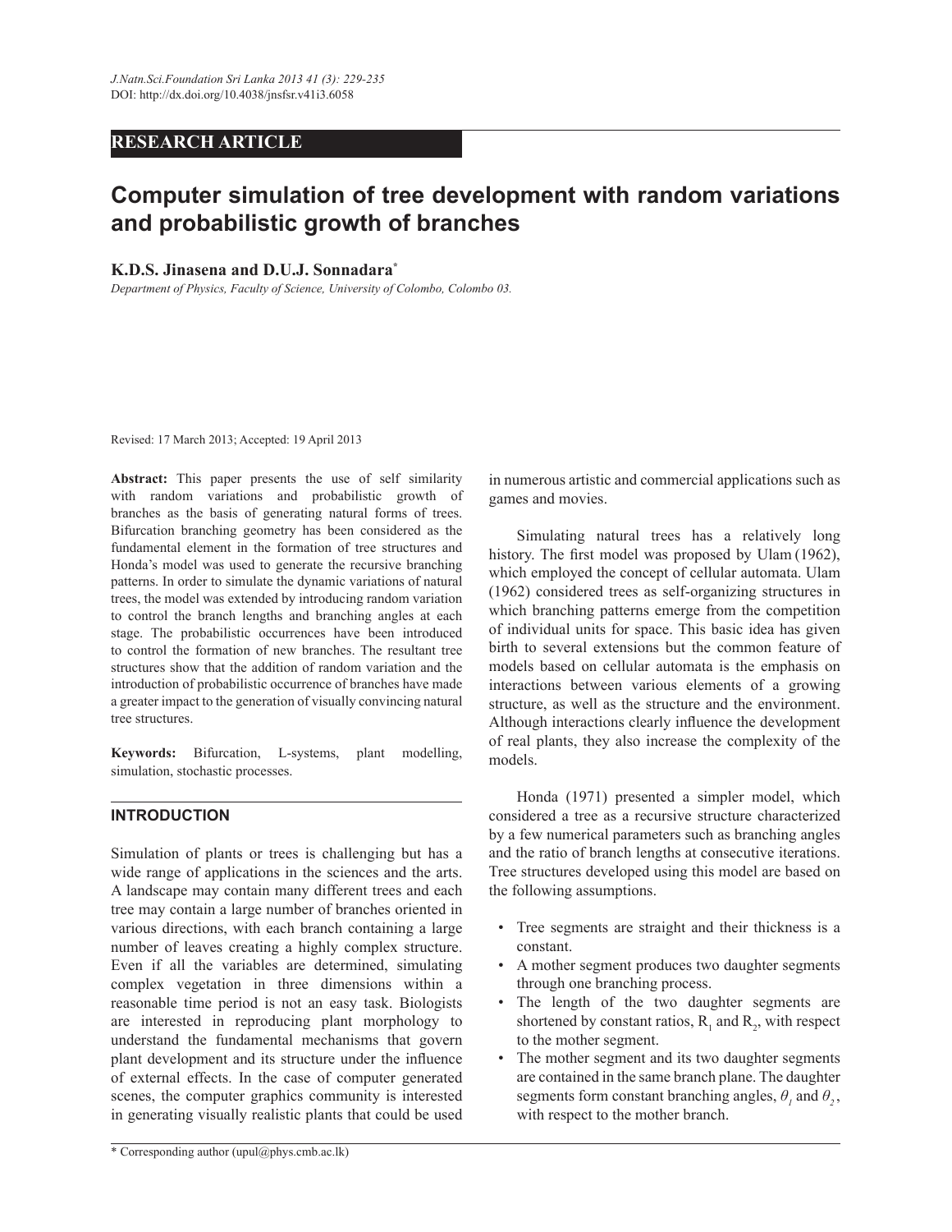RESEARCH ARTICLE

# Computer simulation of tree development with random variations and probabilistic growth of branches

**K.D.S. Jinasena and D.U.J. Sonnadara***

*Department of Physics, Faculty of Science, University of Colombo, Colombo 03.*

Revised: 17 March 2013; Accepted: 19 April 2013

**Abstract:** This paper presents the use of self similarity with random variations and probabilistic growth of branches as the basis of generating natural forms of trees. Bifurcation branching geometry has been considered as the fundamental element in the formation of tree structures and Honda's model was used to generate the recursive branching patterns. In order to simulate the dynamic variations of natural trees, the model was extended by introducing random variation to control the branch lengths and branching angles at each stage. The probabilistic occurrences have been introduced to control the formation of new branches. The resultant tree structures show that the addition of random variation and the introduction of probabilistic occurrence of branches have made a greater impact to the generation of visually convincing natural tree structures.

**Keywords:** Bifurcation, L-systems, plant modelling, simulation, stochastic processes.

## INTRODUCTION

Simulation of plants or trees is challenging but has a wide range of applications in the sciences and the arts. A landscape may contain many different trees and each tree may contain a large number of branches oriented in various directions, with each branch containing a large number of leaves creating a highly complex structure. Even if all the variables are determined, simulating complex vegetation in three dimensions within a reasonable time period is not an easy task. Biologists are interested in reproducing plant morphology to understand the fundamental mechanisms that govern plant development and its structure under the influence of external effects. In the case of computer generated scenes, the computer graphics community is interested in generating visually realistic plants that could be used in numerous artistic and commercial applications such as games and movies.

Simulating natural trees has a relatively long history. The first model was proposed by Ulam (1962), which employed the concept of cellular automata. Ulam (1962) considered trees as self-organizing structures in which branching patterns emerge from the competition of individual units for space. This basic idea has given birth to several extensions but the common feature of models based on cellular automata is the emphasis on interactions between various elements of a growing structure, as well as the structure and the environment. Although interactions clearly influence the development of real plants, they also increase the complexity of the models.

Honda (1971) presented a simpler model, which considered a tree as a recursive structure characterized by a few numerical parameters such as branching angles and the ratio of branch lengths at consecutive iterations. Tree structures developed using this model are based on the following assumptions.

- Tree segments are straight and their thickness is a constant.
- A mother segment produces two daughter segments through one branching process.
- The length of the two daughter segments are shortened by constant ratios, $R_1$ and $R_2$, with respect to the mother segment.
- The mother segment and its two daughter segments are contained in the same branch plane. The daughter segments form constant branching angles, $\theta_1$ and $\theta_2$, with respect to the mother branch.

* Corresponding author (upul@phys.cmb.ac.lk)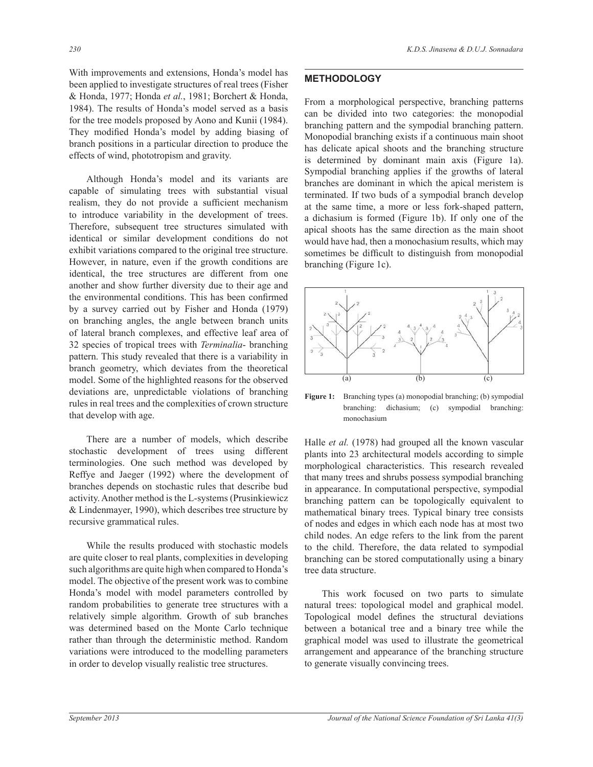With improvements and extensions, Honda's model has been applied to investigate structures of real trees (Fisher & Honda, 1977; Honda *et al.*, 1981; Borchert & Honda, 1984). The results of Honda's model served as a basis for the tree models proposed by Aono and Kunii (1984). They modified Honda's model by adding biasing of branch positions in a particular direction to produce the effects of wind, phototropism and gravity.

Although Honda's model and its variants are capable of simulating trees with substantial visual realism, they do not provide a sufficient mechanism to introduce variability in the development of trees. Therefore, subsequent tree structures simulated with identical or similar development conditions do not exhibit variations compared to the original tree structure. However, in nature, even if the growth conditions are identical, the tree structures are different from one another and show further diversity due to their age and the environmental conditions. This has been confirmed by a survey carried out by Fisher and Honda (1979) on branching angles, the angle between branch units of lateral branch complexes, and effective leaf area of 32 species of tropical trees with *Terminalia*- branching pattern. This study revealed that there is a variability in branch geometry, which deviates from the theoretical model. Some of the highlighted reasons for the observed deviations are, unpredictable violations of branching rules in real trees and the complexities of crown structure that develop with age.

There are a number of models, which describe stochastic development of trees using different terminologies. One such method was developed by Reffye and Jaeger (1992) where the development of branches depends on stochastic rules that describe bud activity. Another method is the L-systems (Prusinkiewicz & Lindenmayer, 1990), which describes tree structure by recursive grammatical rules.

While the results produced with stochastic models are quite closer to real plants, complexities in developing such algorithms are quite high when compared to Honda's model. The objective of the present work was to combine Honda's model with model parameters controlled by random probabilities to generate tree structures with a relatively simple algorithm. Growth of sub branches was determined based on the Monte Carlo technique rather than through the deterministic method. Random variations were introduced to the modelling parameters in order to develop visually realistic tree structures.

## METHODOLOGY

From a morphological perspective, branching patterns can be divided into two categories: the monopodial branching pattern and the sympodial branching pattern. Monopodial branching exists if a continuous main shoot has delicate apical shoots and the branching structure is determined by dominant main axis (Figure 1a). Sympodial branching applies if the growths of lateral branches are dominant in which the apical meristem is terminated. If two buds of a sympodial branch develop at the same time, a more or less fork-shaped pattern, a dichasium is formed (Figure 1b). If only one of the apical shoots has the same direction as the main shoot would have had, then a monochasium results, which may sometimes be difficult to distinguish from monopodial branching (Figure 1c).

**Figure 1:** Branching types (a) monopodial branching; (b) sympodial branching: dichasium; (c) sympodial branching: monochasium

Halle *et al.* (1978) had grouped all the known vascular plants into 23 architectural models according to simple morphological characteristics. This research revealed that many trees and shrubs possess sympodial branching in appearance. In computational perspective, sympodial branching pattern can be topologically equivalent to mathematical binary trees. Typical binary tree consists of nodes and edges in which each node has at most two child nodes. An edge refers to the link from the parent to the child. Therefore, the data related to sympodial branching can be stored computationally using a binary tree data structure.

This work focused on two parts to simulate natural trees: topological model and graphical model. Topological model defines the structural deviations between a botanical tree and a binary tree while the graphical model was used to illustrate the geometrical arrangement and appearance of the branching structure to generate visually convincing trees.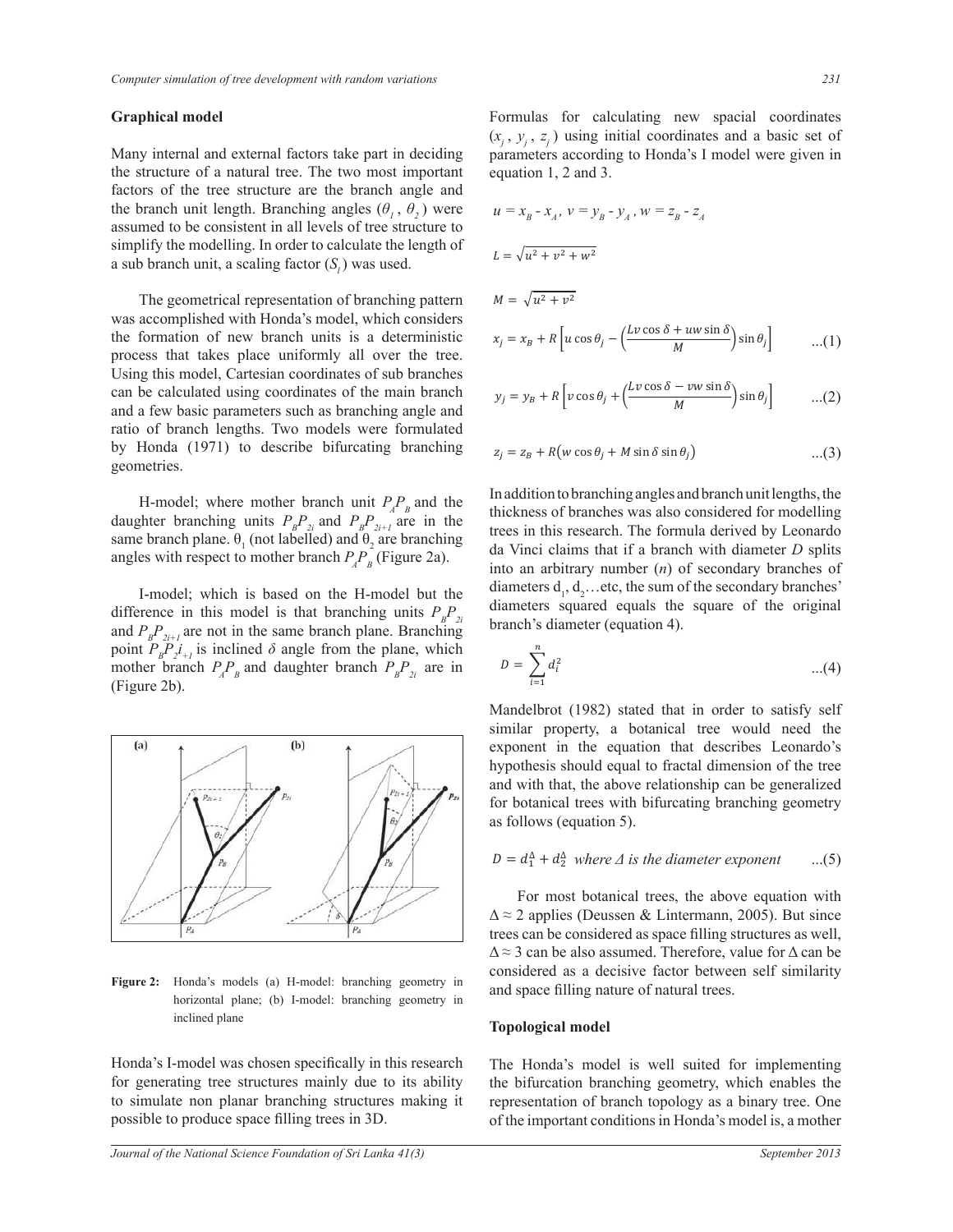## Graphical model

Many internal and external factors take part in deciding the structure of a natural tree. The two most important factors of the tree structure are the branch angle and the branch unit length. Branching angles ($\theta_1$, $\theta_2$) were assumed to be consistent in all levels of tree structure to simplify the modelling. In order to calculate the length of a sub branch unit, a scaling factor ($S_i$) was used.

The geometrical representation of branching pattern was accomplished with Honda's model, which considers the formation of new branch units is a deterministic process that takes place uniformly all over the tree. Using this model, Cartesian coordinates of sub branches can be calculated using coordinates of the main branch and a few basic parameters such as branching angle and ratio of branch lengths. Two models were formulated by Honda (1971) to describe bifurcating branching geometries.

H-model; where mother branch unit $P_AP_B$ and the daughter branching units $P_BP_{2i}$ and $P_BP_{2i+1}$ are in the same branch plane. $\theta_1$ (not labelled) and $\theta_2$ are branching angles with respect to mother branch $P_AP_B$ (Figure 2a).

I-model; which is based on the H-model but the difference in this model is that branching units $P_BP_{2i}$ and $P_BP_{2i+1}$ are not in the same branch plane. Branching point $P_BP_2i_{+1}$ is inclined $\delta$ angle from the plane, which mother branch $P_AP_B$ and daughter branch $P_BP_{2i}$ are in (Figure 2b).

**Figure 2:** Honda's models (a) H-model: branching geometry in horizontal plane; (b) I-model: branching geometry in inclined plane

Honda's I-model was chosen specifically in this research for generating tree structures mainly due to its ability to simulate non planar branching structures making it possible to produce space filling trees in 3D.

Formulas for calculating new spacial coordinates ($x_j$, $y_j$, $z_j$) using initial coordinates and a basic set of parameters according to Honda's I model were given in equation 1, 2 and 3.

$$u = x_B - x_A,\ v = y_B - y_A,\ w = z_B - z_A$$

$$L = \sqrt{u^2 + v^2 + w^2}$$

$$M = \sqrt{u^2 + v^2}$$

$$x_j = x_B + R\left[u\cos\theta_j - \left(\frac{Lv\cos\delta + uw\sin\delta}{M}\right)\sin\theta_j\right] \quad ...(1)$$

$$y_j = y_B + R\left[v\cos\theta_j + \left(\frac{Lv\cos\delta - vw\sin\delta}{M}\right)\sin\theta_j\right] \quad ...(2)$$

$$z_j = z_B + R\left(w\cos\theta_j + M\sin\delta\sin\theta_j\right) \quad ...(3)$$

In addition to branching angles and branch unit lengths, the thickness of branches was also considered for modelling trees in this research. The formula derived by Leonardo da Vinci claims that if a branch with diameter $D$ splits into an arbitrary number ($n$) of secondary branches of diameters $d_1$, $d_2$…etc, the sum of the secondary branches' diameters squared equals the square of the original branch's diameter (equation 4).

$$D = \sum_{i=1}^{n} d_i^2 \quad ...(4)$$

Mandelbrot (1982) stated that in order to satisfy self similar property, a botanical tree would need the exponent in the equation that describes Leonardo's hypothesis should equal to fractal dimension of the tree and with that, the above relationship can be generalized for botanical trees with bifurcating branching geometry as follows (equation 5).

$$D = d_1^{\Delta} + d_2^{\Delta} \text{ where } \Delta \text{ is the diameter exponent} \quad ...(5)$$

For most botanical trees, the above equation with $\Delta \approx 2$ applies (Deussen & Lintermann, 2005). But since trees can be considered as space filling structures as well, $\Delta \approx 3$ can be also assumed. Therefore, value for $\Delta$ can be considered as a decisive factor between self similarity and space filling nature of natural trees.

## Topological model

The Honda's model is well suited for implementing the bifurcation branching geometry, which enables the representation of branch topology as a binary tree. One of the important conditions in Honda's model is, a mother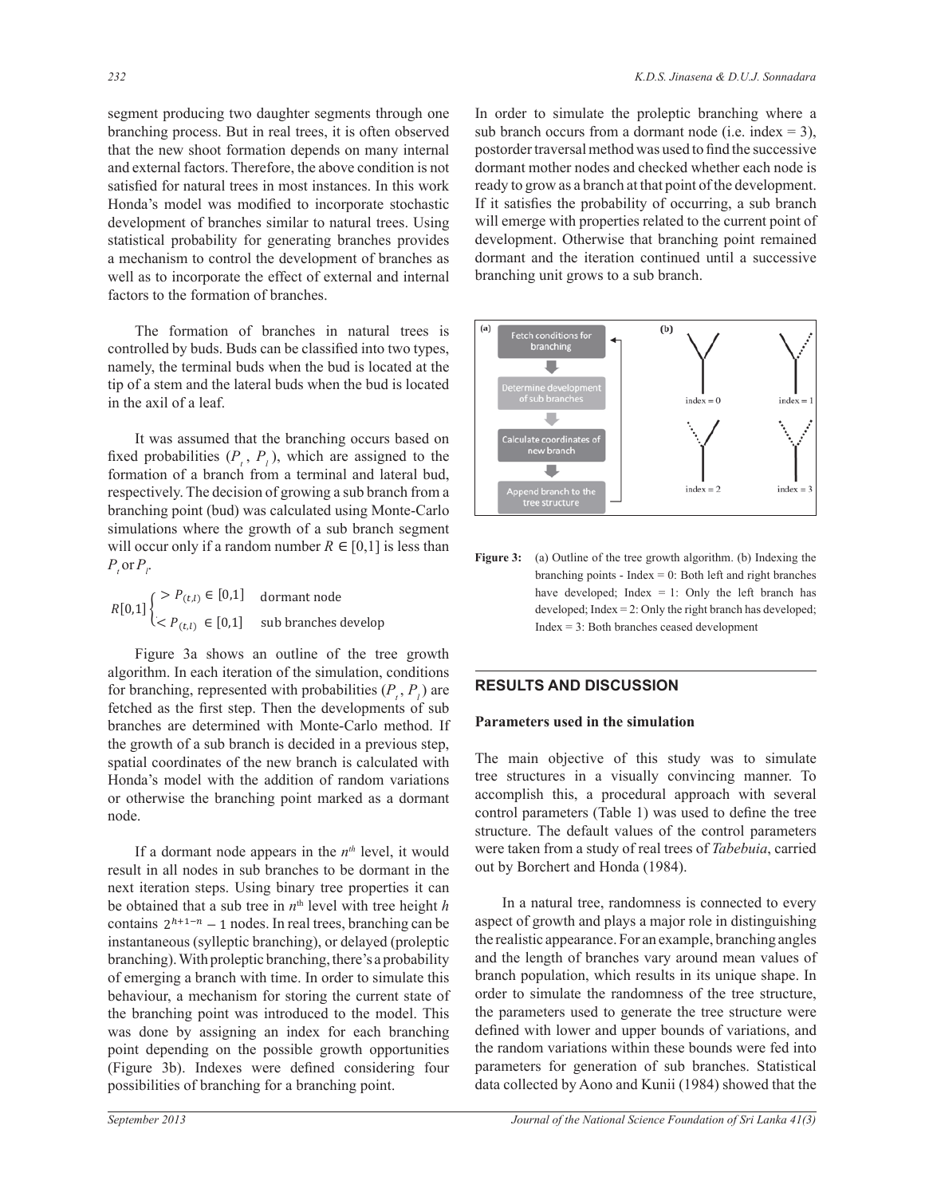segment producing two daughter segments through one branching process. But in real trees, it is often observed that the new shoot formation depends on many internal and external factors. Therefore, the above condition is not satisfied for natural trees in most instances. In this work Honda's model was modified to incorporate stochastic development of branches similar to natural trees. Using statistical probability for generating branches provides a mechanism to control the development of branches as well as to incorporate the effect of external and internal factors to the formation of branches.

The formation of branches in natural trees is controlled by buds. Buds can be classified into two types, namely, the terminal buds when the bud is located at the tip of a stem and the lateral buds when the bud is located in the axil of a leaf.

It was assumed that the branching occurs based on fixed probabilities ($P_t$, $P_l$), which are assigned to the formation of a branch from a terminal and lateral bud, respectively. The decision of growing a sub branch from a branching point (bud) was calculated using Monte-Carlo simulations where the growth of a sub branch segment will occur only if a random number $R \in [0,1]$ is less than $P_t$ or $P_l$.

$$R[0,1]\begin{cases} > P_{(t,l)} \in [0,1] & \text{dormant node} \\ < P_{(t,l)} \in [0,1] & \text{sub branches develop} \end{cases}$$

Figure 3a shows an outline of the tree growth algorithm. In each iteration of the simulation, conditions for branching, represented with probabilities ($P_t$, $P_l$) are fetched as the first step. Then the developments of sub branches are determined with Monte-Carlo method. If the growth of a sub branch is decided in a previous step, spatial coordinates of the new branch is calculated with Honda's model with the addition of random variations or otherwise the branching point marked as a dormant node.

If a dormant node appears in the $n^{th}$ level, it would result in all nodes in sub branches to be dormant in the next iteration steps. Using binary tree properties it can be obtained that a sub tree in $n^{th}$ level with tree height $h$ contains $2^{h+1-n} - 1$ nodes. In real trees, branching can be instantaneous (sylleptic branching), or delayed (proleptic branching). With proleptic branching, there's a probability of emerging a branch with time. In order to simulate this behaviour, a mechanism for storing the current state of the branching point was introduced to the model. This was done by assigning an index for each branching point depending on the possible growth opportunities (Figure 3b). Indexes were defined considering four possibilities of branching for a branching point.

In order to simulate the proleptic branching where a sub branch occurs from a dormant node (i.e. index = 3), postorder traversal method was used to find the successive dormant mother nodes and checked whether each node is ready to grow as a branch at that point of the development. If it satisfies the probability of occurring, a sub branch will emerge with properties related to the current point of development. Otherwise that branching point remained dormant and the iteration continued until a successive branching unit grows to a sub branch.

**Figure 3:** (a) Outline of the tree growth algorithm. (b) Indexing the branching points - Index = 0: Both left and right branches have developed; Index = 1: Only the left branch has developed; Index = 2: Only the right branch has developed; Index = 3: Both branches ceased development

## RESULTS AND DISCUSSION

### Parameters used in the simulation

The main objective of this study was to simulate tree structures in a visually convincing manner. To accomplish this, a procedural approach with several control parameters (Table 1) was used to define the tree structure. The default values of the control parameters were taken from a study of real trees of *Tabebuia*, carried out by Borchert and Honda (1984).

In a natural tree, randomness is connected to every aspect of growth and plays a major role in distinguishing the realistic appearance. For an example, branching angles and the length of branches vary around mean values of branch population, which results in its unique shape. In order to simulate the randomness of the tree structure, the parameters used to generate the tree structure were defined with lower and upper bounds of variations, and the random variations within these bounds were fed into parameters for generation of sub branches. Statistical data collected by Aono and Kunii (1984) showed that the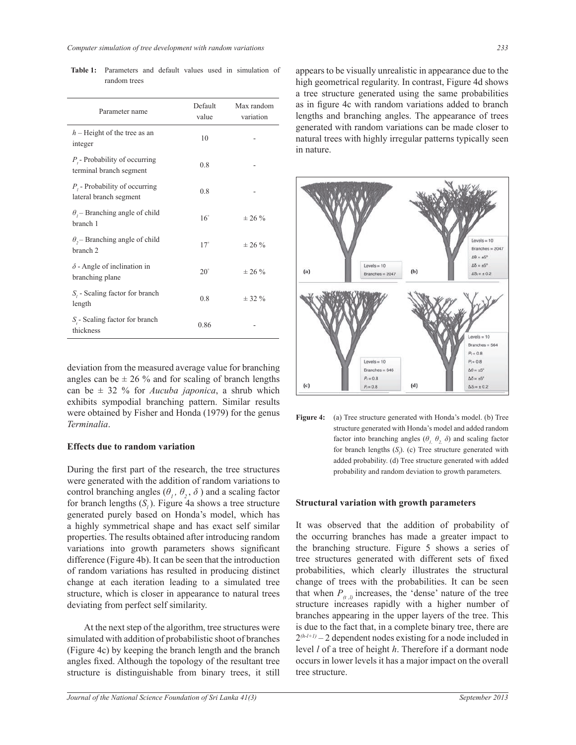**Table 1:** Parameters and default values used in simulation of random trees

| Parameter name | Default value | Max random variation |
|---|---|---|
| $h$ – Height of the tree as an integer | 10 | - |
| $P_t$ - Probability of occurring terminal branch segment | 0.8 | - |
| $P_l$ - Probability of occurring lateral branch segment | 0.8 | - |
| $\theta_1$ – Branching angle of child branch 1 | $16^{\circ}$ | ± 26 % |
| $\theta_2$ – Branching angle of child branch 2 | $17^{\circ}$ | ± 26 % |
| $\delta$ - Angle of inclination in branching plane | $20^{\circ}$ | ± 26 % |
| $S_l$ - Scaling factor for branch length | 0.8 | ± 32 % |
| $S_t$ - Scaling factor for branch thickness | 0.86 | - |

deviation from the measured average value for branching angles can be ± 26 % and for scaling of branch lengths can be ± 32 % for *Aucuba japonica*, a shrub which exhibits sympodial branching pattern. Similar results were obtained by Fisher and Honda (1979) for the genus *Terminalia*.

**Effects due to random variation**

During the first part of the research, the tree structures were generated with the addition of random variations to control branching angles ($\theta_1$, $\theta_2$, $\delta$) and a scaling factor for branch lengths ($S_l$). Figure 4a shows a tree structure generated purely based on Honda's model, which has a highly symmetrical shape and has exact self similar properties. The results obtained after introducing random variations into growth parameters shows significant difference (Figure 4b). It can be seen that the introduction of random variations has resulted in producing distinct change at each iteration leading to a simulated tree structure, which is closer in appearance to natural trees deviating from perfect self similarity.

At the next step of the algorithm, tree structures were simulated with addition of probabilistic shoot of branches (Figure 4c) by keeping the branch length and the branch angles fixed. Although the topology of the resultant tree structure is distinguishable from binary trees, it still appears to be visually unrealistic in appearance due to the high geometrical regularity. In contrast, Figure 4d shows a tree structure generated using the same probabilities as in figure 4c with random variations added to branch lengths and branching angles. The appearance of trees generated with random variations can be made closer to natural trees with highly irregular patterns typically seen in nature.

**Figure 4:** (a) Tree structure generated with Honda's model. (b) Tree structure generated with Honda's model and added random factor into branching angles ($\theta_1$, $\theta_2$, $\delta$) and scaling factor for branch lengths ($S_l$). (c) Tree structure generated with added probability. (d) Tree structure generated with added probability and random deviation to growth parameters.

**Structural variation with growth parameters**

It was observed that the addition of probability of the occurring branches has made a greater impact to the branching structure. Figure 5 shows a series of tree structures generated with different sets of fixed probabilities, which clearly illustrates the structural change of trees with the probabilities. It can be seen that when $P_{(t,l)}$ increases, the 'dense' nature of the tree structure increases rapidly with a higher number of branches appearing in the upper layers of the tree. This is due to the fact that, in a complete binary tree, there are $2^{(h-l+1)} - 2$ dependent nodes existing for a node included in level $l$ of a tree of height $h$. Therefore if a dormant node occurs in lower levels it has a major impact on the overall tree structure.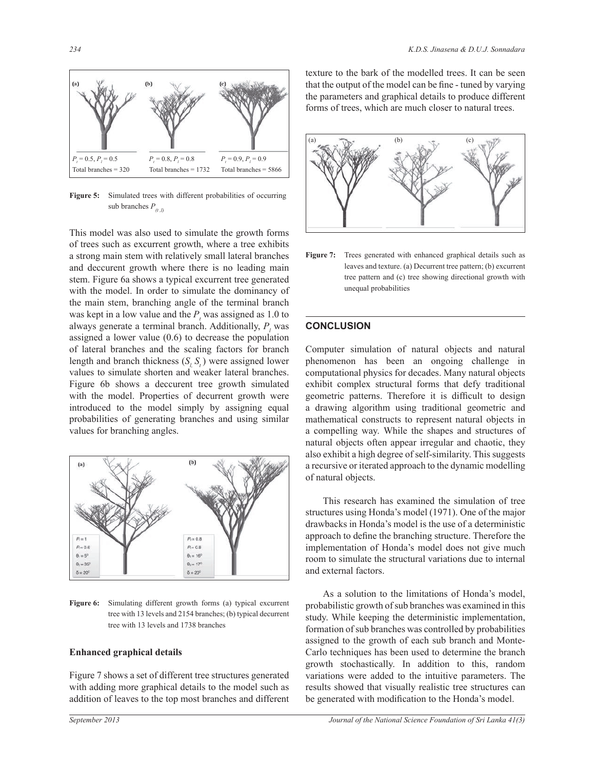$P_t = 0.5, P_l = 0.5$ Total branches = 320

$P_t = 0.8, P_l = 0.8$ Total branches = 1732

$P_t = 0.9, P_l = 0.9$ Total branches = 5866

**Figure 5:** Simulated trees with different probabilities of occurring sub branches $P_{(t,l)}$

This model was also used to simulate the growth forms of trees such as excurrent growth, where a tree exhibits a strong main stem with relatively small lateral branches and deccurent growth where there is no leading main stem. Figure 6a shows a typical excurrent tree generated with the model. In order to simulate the dominancy of the main stem, branching angle of the terminal branch was kept in a low value and the $P_t$ was assigned as 1.0 to always generate a terminal branch. Additionally, $P_l$ was assigned a lower value (0.6) to decrease the population of lateral branches and the scaling factors for branch length and branch thickness ($S_l$, $S_t$) were assigned lower values to simulate shorten and weaker lateral branches. Figure 6b shows a deccurent tree growth simulated with the model. Properties of decurrent growth were introduced to the model simply by assigning equal probabilities of generating branches and using similar values for branching angles.

(a) $P_t = 1$, $P_l = 0.6$, $\theta_1 = 5^0$, $\theta_2 = 35^0$, $\delta = 20^0$

(b) $P_t = 0.8$, $P_l = 0.8$, $\theta_1 = 16^0$, $\theta_2 = 17^0$, $\delta = 20^0$

**Figure 6:** Simulating different growth forms (a) typical excurrent tree with 13 levels and 2154 branches; (b) typical decurrent tree with 13 levels and 1738 branches

### Enhanced graphical details

Figure 7 shows a set of different tree structures generated with adding more graphical details to the model such as addition of leaves to the top most branches and different texture to the bark of the modelled trees. It can be seen that the output of the model can be fine - tuned by varying the parameters and graphical details to produce different forms of trees, which are much closer to natural trees.

**Figure 7:** Trees generated with enhanced graphical details such as leaves and texture. (a) Decurrent tree pattern; (b) excurrent tree pattern and (c) tree showing directional growth with unequal probabilities

## CONCLUSION

Computer simulation of natural objects and natural phenomenon has been an ongoing challenge in computational physics for decades. Many natural objects exhibit complex structural forms that defy traditional geometric patterns. Therefore it is difficult to design a drawing algorithm using traditional geometric and mathematical constructs to represent natural objects in a compelling way. While the shapes and structures of natural objects often appear irregular and chaotic, they also exhibit a high degree of self-similarity. This suggests a recursive or iterated approach to the dynamic modelling of natural objects.

This research has examined the simulation of tree structures using Honda's model (1971). One of the major drawbacks in Honda's model is the use of a deterministic approach to define the branching structure. Therefore the implementation of Honda's model does not give much room to simulate the structural variations due to internal and external factors.

As a solution to the limitations of Honda's model, probabilistic growth of sub branches was examined in this study. While keeping the deterministic implementation, formation of sub branches was controlled by probabilities assigned to the growth of each sub branch and Monte-Carlo techniques has been used to determine the branch growth stochastically. In addition to this, random variations were added to the intuitive parameters. The results showed that visually realistic tree structures can be generated with modification to the Honda's model.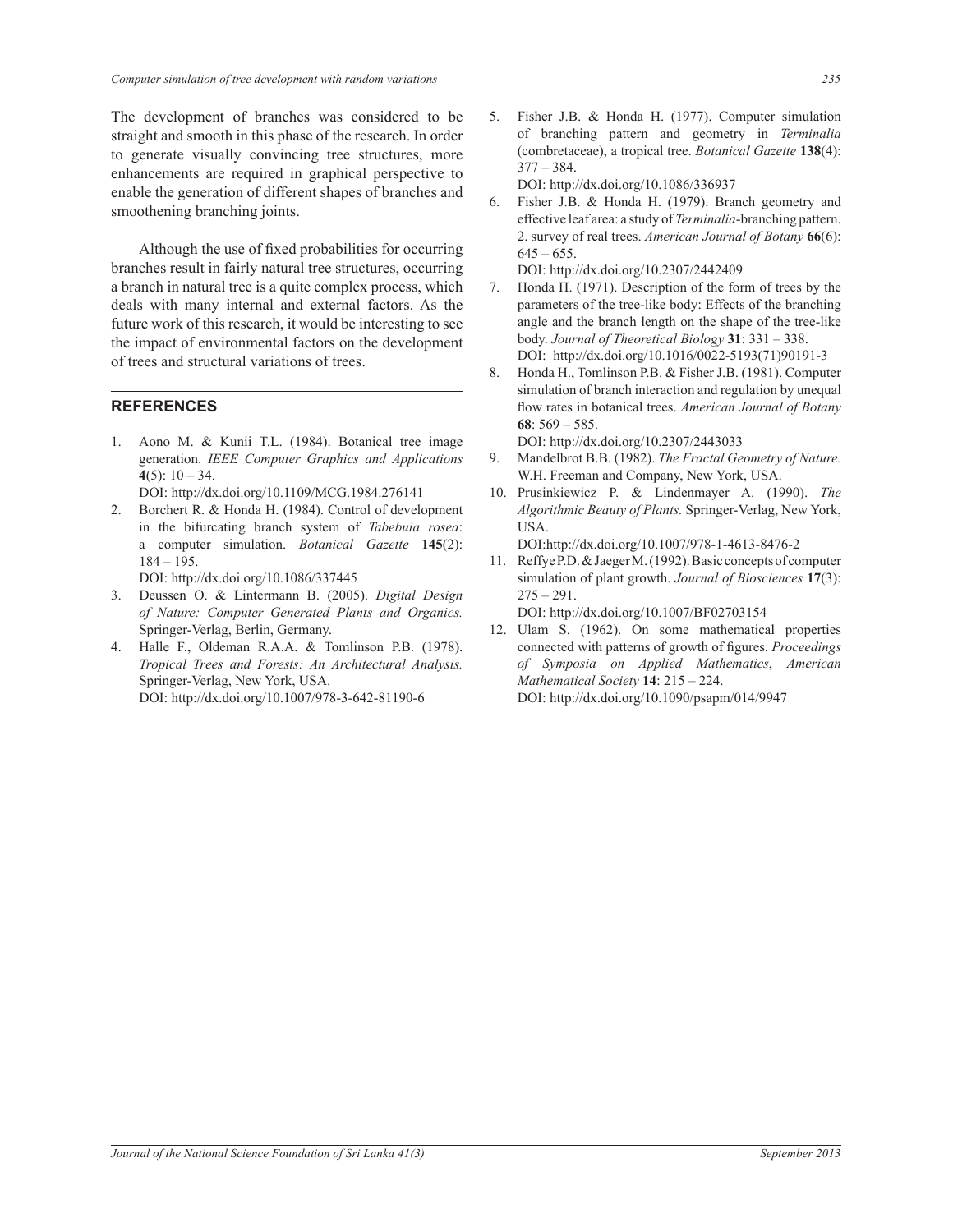The development of branches was considered to be straight and smooth in this phase of the research. In order to generate visually convincing tree structures, more enhancements are required in graphical perspective to enable the generation of different shapes of branches and smoothening branching joints.

Although the use of fixed probabilities for occurring branches result in fairly natural tree structures, occurring a branch in natural tree is a quite complex process, which deals with many internal and external factors. As the future work of this research, it would be interesting to see the impact of environmental factors on the development of trees and structural variations of trees.

## REFERENCES

1. Aono M. & Kunii T.L. (1984). Botanical tree image generation. *IEEE Computer Graphics and Applications* **4**(5): 10 – 34.
   DOI: http://dx.doi.org/10.1109/MCG.1984.276141
2. Borchert R. & Honda H. (1984). Control of development in the bifurcating branch system of *Tabebuia rosea*: a computer simulation. *Botanical Gazette* **145**(2): 184 – 195.
   DOI: http://dx.doi.org/10.1086/337445
3. Deussen O. & Lintermann B. (2005). *Digital Design of Nature: Computer Generated Plants and Organics.* Springer-Verlag, Berlin, Germany.
4. Halle F., Oldeman R.A.A. & Tomlinson P.B. (1978). *Tropical Trees and Forests: An Architectural Analysis.* Springer-Verlag, New York, USA.
   DOI: http://dx.doi.org/10.1007/978-3-642-81190-6
5. Fisher J.B. & Honda H. (1977). Computer simulation of branching pattern and geometry in *Terminalia* (combretaceae), a tropical tree. *Botanical Gazette* **138**(4): 377 – 384.
   DOI: http://dx.doi.org/10.1086/336937
6. Fisher J.B. & Honda H. (1979). Branch geometry and effective leaf area: a study of *Terminalia*-branching pattern. 2. survey of real trees. *American Journal of Botany* **66**(6): 645 – 655.
   DOI: http://dx.doi.org/10.2307/2442409
7. Honda H. (1971). Description of the form of trees by the parameters of the tree-like body: Effects of the branching angle and the branch length on the shape of the tree-like body. *Journal of Theoretical Biology* **31**: 331 – 338.
   DOI: http://dx.doi.org/10.1016/0022-5193(71)90191-3
8. Honda H., Tomlinson P.B. & Fisher J.B. (1981). Computer simulation of branch interaction and regulation by unequal flow rates in botanical trees. *American Journal of Botany* **68**: 569 – 585.
   DOI: http://dx.doi.org/10.2307/2443033
9. Mandelbrot B.B. (1982). *The Fractal Geometry of Nature.* W.H. Freeman and Company, New York, USA.
10. Prusinkiewicz P. & Lindenmayer A. (1990). *The Algorithmic Beauty of Plants.* Springer-Verlag, New York, USA.
    DOI:http://dx.doi.org/10.1007/978-1-4613-8476-2
11. Reffye P.D. & Jaeger M. (1992). Basic concepts of computer simulation of plant growth. *Journal of Biosciences* **17**(3): 275 – 291.
    DOI: http://dx.doi.org/10.1007/BF02703154
12. Ulam S. (1962). On some mathematical properties connected with patterns of growth of figures. *Proceedings of Symposia on Applied Mathematics*, *American Mathematical Society* **14**: 215 – 224.
    DOI: http://dx.doi.org/10.1090/psapm/014/9947